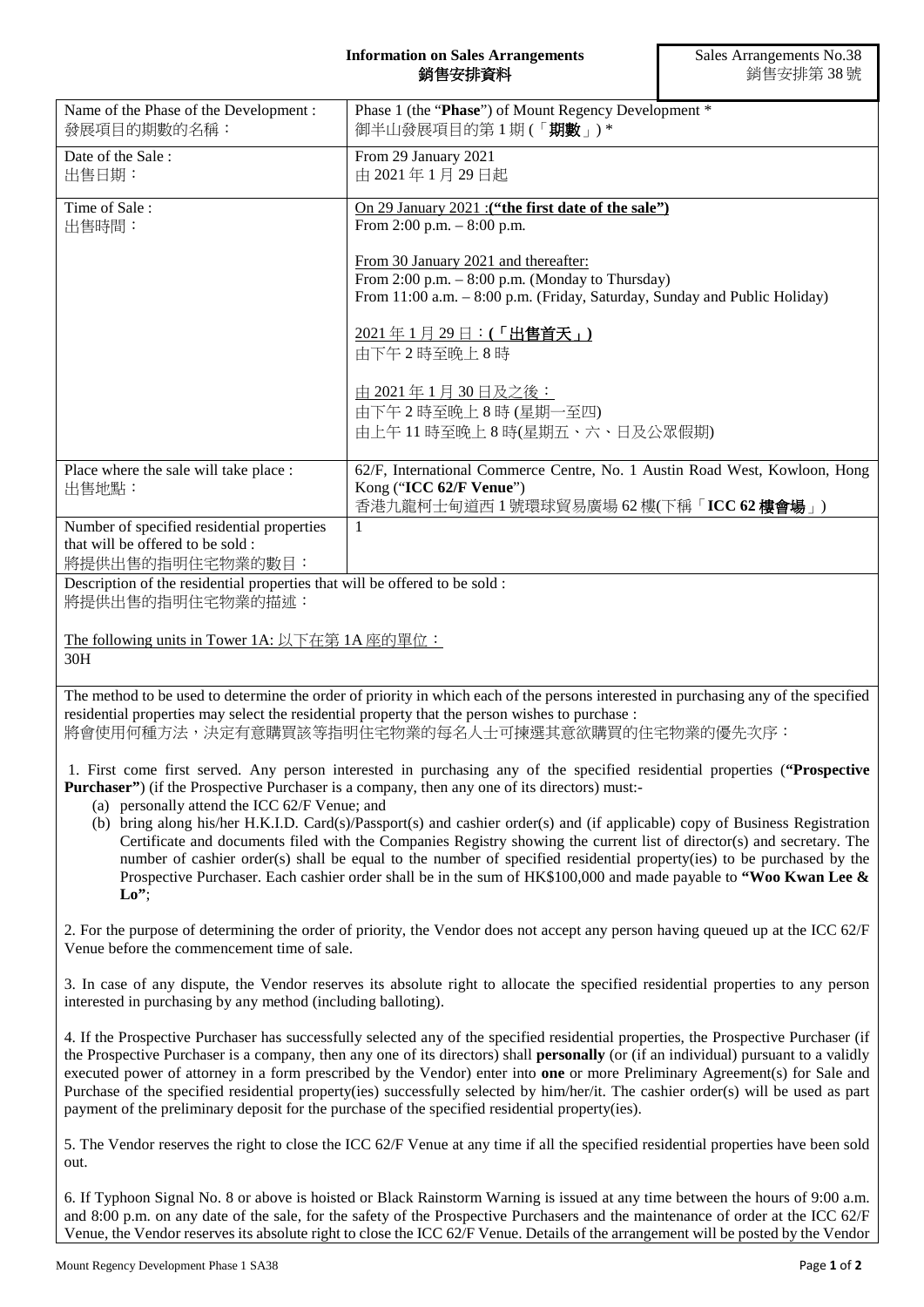**Information on Sales Arrangements**
**銷售安排資料**

Sales Arrangements No.38
銷售安排第 38 號

| Name of the Phase of the Development :<br>發展項目的期數的名稱： | Phase 1 (the "**Phase**") of Mount Regency Development *<br>御半山發展項目的第 1 期 (「**期數**」) * |
|---|---|
| Date of the Sale :<br>出售日期： | From 29 January 2021<br>由 2021 年 1 月 29 日起 |
| Time of Sale :<br>出售時間： | On 29 January 2021 :**("the first date of the sale")**<br>From 2:00 p.m. – 8:00 p.m.<br><br>From 30 January 2021 and thereafter:<br>From 2:00 p.m. – 8:00 p.m. (Monday to Thursday)<br>From 11:00 a.m. – 8:00 p.m. (Friday, Saturday, Sunday and Public Holiday)<br><br>2021 年 1 月 29 日：**(「出售首天」)**<br>由下午 2 時至晚上 8 時<br><br>由 2021 年 1 月 30 日及之後：<br>由下午 2 時至晚上 8 時 (星期一至四)<br>由上午 11 時至晚上 8 時(星期五、六、日及公眾假期) |
| Place where the sale will take place :<br>出售地點： | 62/F, International Commerce Centre, No. 1 Austin Road West, Kowloon, Hong Kong ("**ICC 62/F Venue**")<br>香港九龍柯士甸道西 1 號環球貿易廣場 62 樓(下稱「**ICC 62 樓會場**」) |
| Number of specified residential properties that will be offered to be sold :<br>將提供出售的指明住宅物業的數目： | 1 |

Description of the residential properties that will be offered to be sold :
將提供出售的指明住宅物業的描述：

The following units in Tower 1A: 以下在第 1A 座的單位：
30H

The method to be used to determine the order of priority in which each of the persons interested in purchasing any of the specified residential properties may select the residential property that the person wishes to purchase :
將會使用何種方法，決定有意購買該等指明住宅物業的每名人士可揀選其意欲購買的住宅物業的優先次序：

1. First come first served. Any person interested in purchasing any of the specified residential properties (**"Prospective Purchaser"**) (if the Prospective Purchaser is a company, then any one of its directors) must:-
   (a) personally attend the ICC 62/F Venue; and
   (b) bring along his/her H.K.I.D. Card(s)/Passport(s) and cashier order(s) and (if applicable) copy of Business Registration Certificate and documents filed with the Companies Registry showing the current list of director(s) and secretary. The number of cashier order(s) shall be equal to the number of specified residential property(ies) to be purchased by the Prospective Purchaser. Each cashier order shall be in the sum of HK$100,000 and made payable to **"Woo Kwan Lee & Lo"**;

2. For the purpose of determining the order of priority, the Vendor does not accept any person having queued up at the ICC 62/F Venue before the commencement time of sale.

3. In case of any dispute, the Vendor reserves its absolute right to allocate the specified residential properties to any person interested in purchasing by any method (including balloting).

4. If the Prospective Purchaser has successfully selected any of the specified residential properties, the Prospective Purchaser (if the Prospective Purchaser is a company, then any one of its directors) shall **personally** (or (if an individual) pursuant to a validly executed power of attorney in a form prescribed by the Vendor) enter into **one** or more Preliminary Agreement(s) for Sale and Purchase of the specified residential property(ies) successfully selected by him/her/it. The cashier order(s) will be used as part payment of the preliminary deposit for the purchase of the specified residential property(ies).

5. The Vendor reserves the right to close the ICC 62/F Venue at any time if all the specified residential properties have been sold out.

6. If Typhoon Signal No. 8 or above is hoisted or Black Rainstorm Warning is issued at any time between the hours of 9:00 a.m. and 8:00 p.m. on any date of the sale, for the safety of the Prospective Purchasers and the maintenance of order at the ICC 62/F Venue, the Vendor reserves its absolute right to close the ICC 62/F Venue. Details of the arrangement will be posted by the Vendor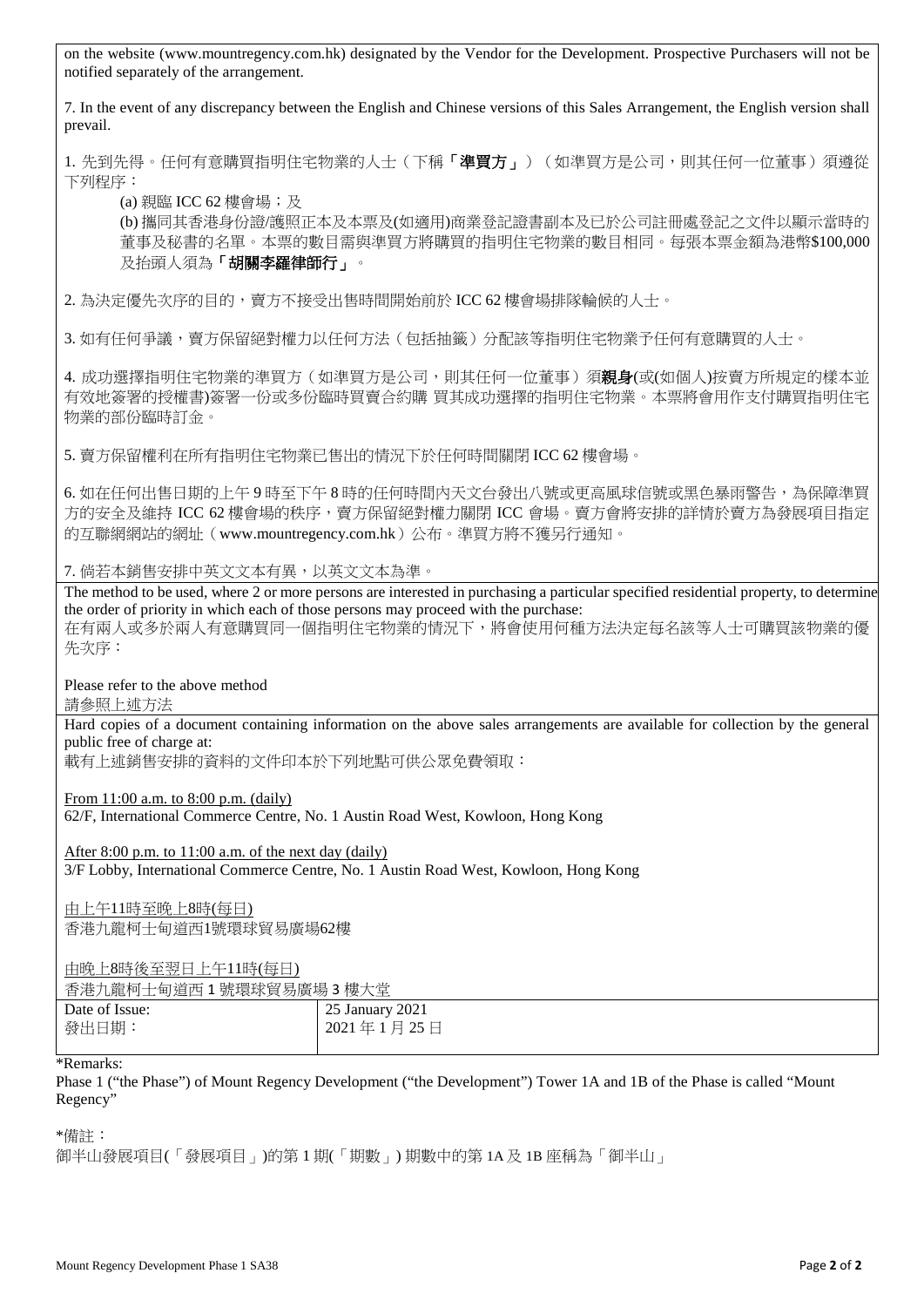on the website (www.mountregency.com.hk) designated by the Vendor for the Development. Prospective Purchasers will not be notified separately of the arrangement.

7. In the event of any discrepancy between the English and Chinese versions of this Sales Arrangement, the English version shall prevail.

1. 先到先得。任何有意購買指明住宅物業的人士（下稱**「準買方」**）（如準買方是公司，則其任何一位董事）須遵從下列程序：

(a) 親臨 ICC 62 樓會場；及

(b) 攜同其香港身份證/護照正本及本票及(如適用)商業登記證書副本及已於公司註冊處登記之文件以顯示當時的董事及秘書的名單。本票的數目需與準買方將購買的指明住宅物業的數目相同。每張本票金額為港幣$100,000及抬頭人須為**「胡關李羅律師行」**。

2. 為決定優先次序的目的，賣方不接受出售時間開始前於 ICC 62 樓會場排隊輪候的人士。

3. 如有任何爭議，賣方保留絕對權力以任何方法（包括抽籤）分配該等指明住宅物業予任何有意購買的人士。

4. 成功選擇指明住宅物業的準買方（如準買方是公司，則其任何一位董事）須**親身**(或(如個人)按賣方所規定的樣本並有效地簽署的授權書)簽署一份或多份臨時買賣合約購 買其成功選擇的指明住宅物業。本票將會用作支付購買指明住宅物業的部份臨時訂金。

5. 賣方保留權利在所有指明住宅物業已售出的情況下於任何時間關閉 ICC 62 樓會場。

6. 如在任何出售日期的上午 9 時至下午 8 時的任何時間內天文台發出八號或更高風球信號或黑色暴雨警告，為保障準買方的安全及維持 ICC 62 樓會場的秩序，賣方保留絕對權力關閉 ICC 會場。賣方會將安排的詳情於賣方為發展項目指定的互聯網網站的網址（www.mountregency.com.hk）公布。準買方將不獲另行通知。

7. 倘若本銷售安排中英文文本有異，以英文文本為準。

The method to be used, where 2 or more persons are interested in purchasing a particular specified residential property, to determine the order of priority in which each of those persons may proceed with the purchase:
在有兩人或多於兩人有意購買同一個指明住宅物業的情況下，將會使用何種方法決定每名該等人士可購買該物業的優先次序：

Please refer to the above method
請參照上述方法

Hard copies of a document containing information on the above sales arrangements are available for collection by the general public free of charge at:
載有上述銷售安排的資料的文件印本於下列地點可供公眾免費領取：

From 11:00 a.m. to 8:00 p.m. (daily)
62/F, International Commerce Centre, No. 1 Austin Road West, Kowloon, Hong Kong

After 8:00 p.m. to 11:00 a.m. of the next day (daily)
3/F Lobby, International Commerce Centre, No. 1 Austin Road West, Kowloon, Hong Kong

由上午11時至晚上8時(每日)
香港九龍柯士甸道西1號環球貿易廣場62樓

由晚上8時後至翌日上午11時(每日)
香港九龍柯士甸道西 1 號環球貿易廣場 3 樓大堂

| | |
|---|---|
| Date of Issue:<br>發出日期： | 25 January 2021<br>2021 年 1 月 25 日 |

*Remarks:
Phase 1 ("the Phase") of Mount Regency Development ("the Development") Tower 1A and 1B of the Phase is called "Mount Regency"

*備註：
御半山發展項目(「發展項目」)的第 1 期(「期數」) 期數中的第 1A 及 1B 座稱為「御半山」